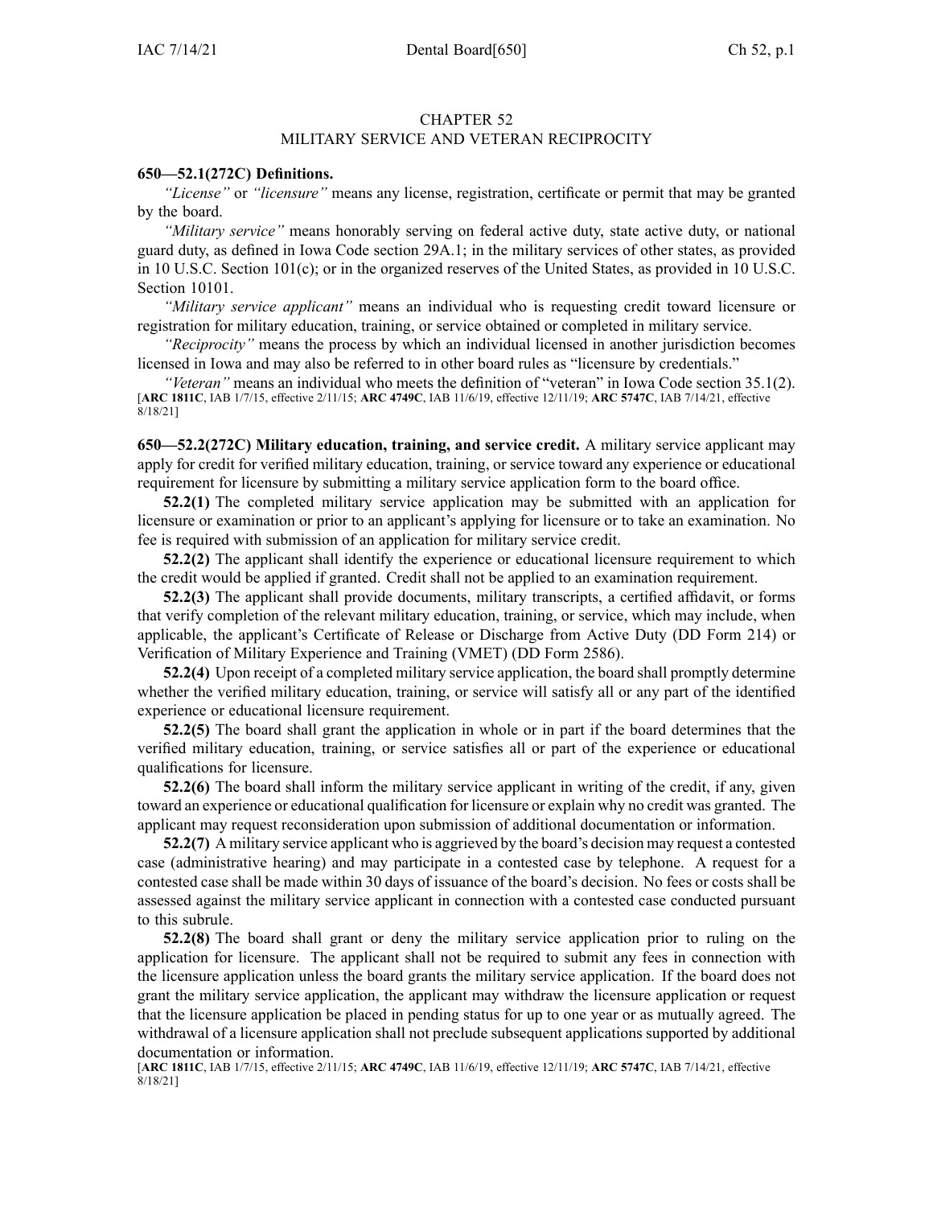# CHAPTER 52
## MILITARY SERVICE AND VETERAN RECIPROCITY

**650—52.1(272C) Definitions.**

*"License"* or *"licensure"* means any license, registration, certificate or permit that may be granted by the board.

*"Military service"* means honorably serving on federal active duty, state active duty, or national guard duty, as defined in Iowa Code section 29A.1; in the military services of other states, as provided in 10 U.S.C. Section 101(c); or in the organized reserves of the United States, as provided in 10 U.S.C. Section 10101.

*"Military service applicant"* means an individual who is requesting credit toward licensure or registration for military education, training, or service obtained or completed in military service.

*"Reciprocity"* means the process by which an individual licensed in another jurisdiction becomes licensed in Iowa and may also be referred to in other board rules as "licensure by credentials."

*"Veteran"* means an individual who meets the definition of "veteran" in Iowa Code section 35.1(2).

[**ARC 1811C**, IAB 1/7/15, effective 2/11/15; **ARC 4749C**, IAB 11/6/19, effective 12/11/19; **ARC 5747C**, IAB 7/14/21, effective 8/18/21]

**650—52.2(272C) Military education, training, and service credit.** A military service applicant may apply for credit for verified military education, training, or service toward any experience or educational requirement for licensure by submitting a military service application form to the board office.

**52.2(1)** The completed military service application may be submitted with an application for licensure or examination or prior to an applicant's applying for licensure or to take an examination. No fee is required with submission of an application for military service credit.

**52.2(2)** The applicant shall identify the experience or educational licensure requirement to which the credit would be applied if granted. Credit shall not be applied to an examination requirement.

**52.2(3)** The applicant shall provide documents, military transcripts, a certified affidavit, or forms that verify completion of the relevant military education, training, or service, which may include, when applicable, the applicant's Certificate of Release or Discharge from Active Duty (DD Form 214) or Verification of Military Experience and Training (VMET) (DD Form 2586).

**52.2(4)** Upon receipt of a completed military service application, the board shall promptly determine whether the verified military education, training, or service will satisfy all or any part of the identified experience or educational licensure requirement.

**52.2(5)** The board shall grant the application in whole or in part if the board determines that the verified military education, training, or service satisfies all or part of the experience or educational qualifications for licensure.

**52.2(6)** The board shall inform the military service applicant in writing of the credit, if any, given toward an experience or educational qualification for licensure or explain why no credit was granted. The applicant may request reconsideration upon submission of additional documentation or information.

**52.2(7)** A military service applicant who is aggrieved by the board's decision may request a contested case (administrative hearing) and may participate in a contested case by telephone. A request for a contested case shall be made within 30 days of issuance of the board's decision. No fees or costs shall be assessed against the military service applicant in connection with a contested case conducted pursuant to this subrule.

**52.2(8)** The board shall grant or deny the military service application prior to ruling on the application for licensure. The applicant shall not be required to submit any fees in connection with the licensure application unless the board grants the military service application. If the board does not grant the military service application, the applicant may withdraw the licensure application or request that the licensure application be placed in pending status for up to one year or as mutually agreed. The withdrawal of a licensure application shall not preclude subsequent applications supported by additional documentation or information.

[**ARC 1811C**, IAB 1/7/15, effective 2/11/15; **ARC 4749C**, IAB 11/6/19, effective 12/11/19; **ARC 5747C**, IAB 7/14/21, effective 8/18/21]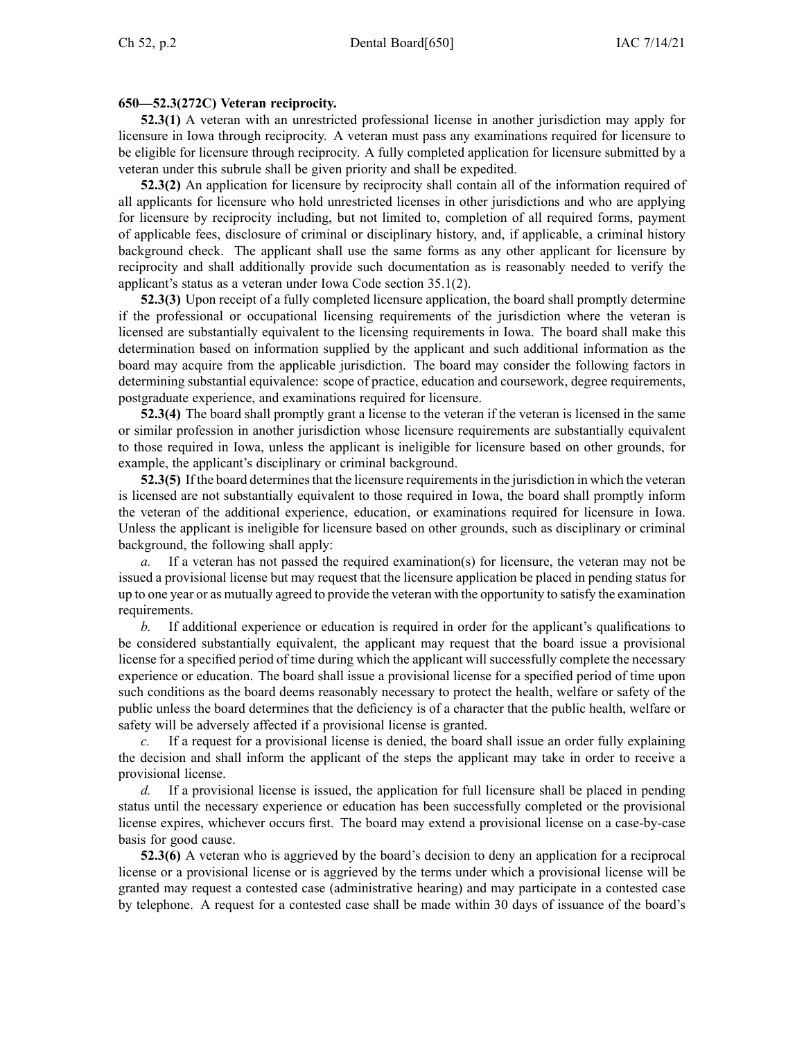**650—52.3(272C) Veteran reciprocity.**

**52.3(1)** A veteran with an unrestricted professional license in another jurisdiction may apply for licensure in Iowa through reciprocity. A veteran must pass any examinations required for licensure to be eligible for licensure through reciprocity. A fully completed application for licensure submitted by a veteran under this subrule shall be given priority and shall be expedited.

**52.3(2)** An application for licensure by reciprocity shall contain all of the information required of all applicants for licensure who hold unrestricted licenses in other jurisdictions and who are applying for licensure by reciprocity including, but not limited to, completion of all required forms, payment of applicable fees, disclosure of criminal or disciplinary history, and, if applicable, a criminal history background check. The applicant shall use the same forms as any other applicant for licensure by reciprocity and shall additionally provide such documentation as is reasonably needed to verify the applicant's status as a veteran under Iowa Code section 35.1(2).

**52.3(3)** Upon receipt of a fully completed licensure application, the board shall promptly determine if the professional or occupational licensing requirements of the jurisdiction where the veteran is licensed are substantially equivalent to the licensing requirements in Iowa. The board shall make this determination based on information supplied by the applicant and such additional information as the board may acquire from the applicable jurisdiction. The board may consider the following factors in determining substantial equivalence: scope of practice, education and coursework, degree requirements, postgraduate experience, and examinations required for licensure.

**52.3(4)** The board shall promptly grant a license to the veteran if the veteran is licensed in the same or similar profession in another jurisdiction whose licensure requirements are substantially equivalent to those required in Iowa, unless the applicant is ineligible for licensure based on other grounds, for example, the applicant's disciplinary or criminal background.

**52.3(5)** If the board determines that the licensure requirements in the jurisdiction in which the veteran is licensed are not substantially equivalent to those required in Iowa, the board shall promptly inform the veteran of the additional experience, education, or examinations required for licensure in Iowa. Unless the applicant is ineligible for licensure based on other grounds, such as disciplinary or criminal background, the following shall apply:

*a.* If a veteran has not passed the required examination(s) for licensure, the veteran may not be issued a provisional license but may request that the licensure application be placed in pending status for up to one year or as mutually agreed to provide the veteran with the opportunity to satisfy the examination requirements.

*b.* If additional experience or education is required in order for the applicant's qualifications to be considered substantially equivalent, the applicant may request that the board issue a provisional license for a specified period of time during which the applicant will successfully complete the necessary experience or education. The board shall issue a provisional license for a specified period of time upon such conditions as the board deems reasonably necessary to protect the health, welfare or safety of the public unless the board determines that the deficiency is of a character that the public health, welfare or safety will be adversely affected if a provisional license is granted.

*c.* If a request for a provisional license is denied, the board shall issue an order fully explaining the decision and shall inform the applicant of the steps the applicant may take in order to receive a provisional license.

*d.* If a provisional license is issued, the application for full licensure shall be placed in pending status until the necessary experience or education has been successfully completed or the provisional license expires, whichever occurs first. The board may extend a provisional license on a case-by-case basis for good cause.

**52.3(6)** A veteran who is aggrieved by the board's decision to deny an application for a reciprocal license or a provisional license or is aggrieved by the terms under which a provisional license will be granted may request a contested case (administrative hearing) and may participate in a contested case by telephone. A request for a contested case shall be made within 30 days of issuance of the board's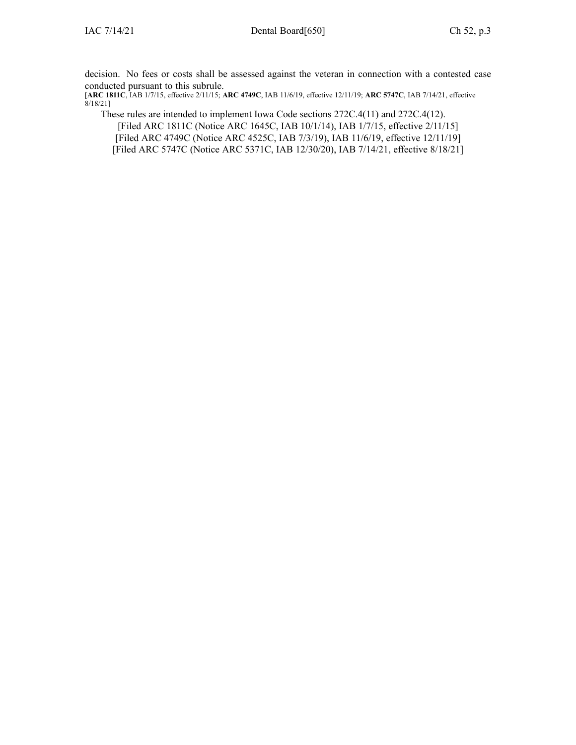decision. No fees or costs shall be assessed against the veteran in connection with a contested case conducted pursuant to this subrule.

[**ARC 1811C**, IAB 1/7/15, effective 2/11/15; **ARC 4749C**, IAB 11/6/19, effective 12/11/19; **ARC 5747C**, IAB 7/14/21, effective 8/18/21]

These rules are intended to implement Iowa Code sections 272C.4(11) and 272C.4(12).

[Filed ARC 1811C (Notice ARC 1645C, IAB 10/1/14), IAB 1/7/15, effective 2/11/15]

[Filed ARC 4749C (Notice ARC 4525C, IAB 7/3/19), IAB 11/6/19, effective 12/11/19]

[Filed ARC 5747C (Notice ARC 5371C, IAB 12/30/20), IAB 7/14/21, effective 8/18/21]